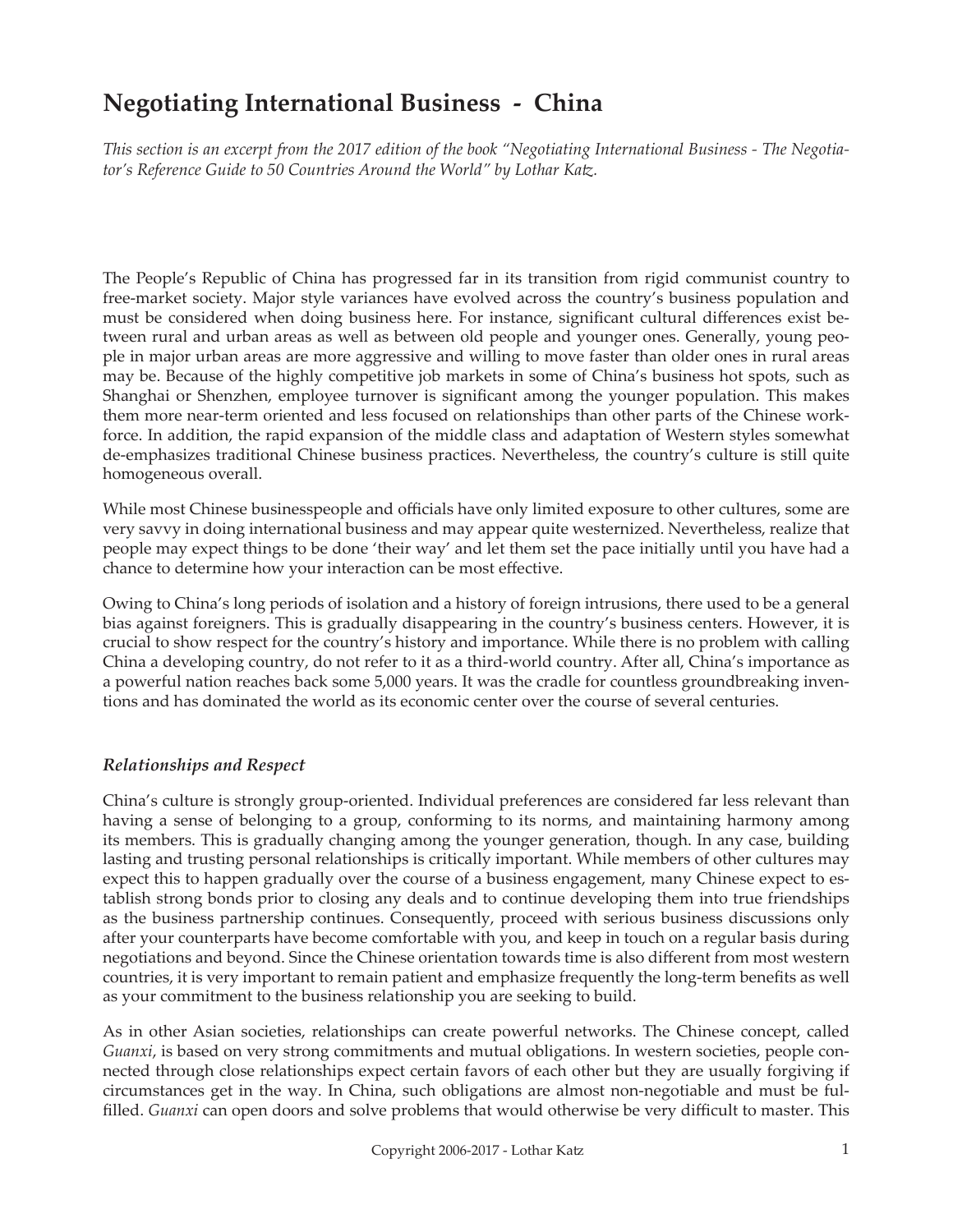# Negotiating International Business - China

*This section is an excerpt from the 2017 edition of the book "Negotiating International Business - The Negotiator's Reference Guide to 50 Countries Around the World" by Lothar Katz.*

The People's Republic of China has progressed far in its transition from rigid communist country to free-market society. Major style variances have evolved across the country's business population and must be considered when doing business here. For instance, significant cultural differences exist between rural and urban areas as well as between old people and younger ones. Generally, young people in major urban areas are more aggressive and willing to move faster than older ones in rural areas may be. Because of the highly competitive job markets in some of China's business hot spots, such as Shanghai or Shenzhen, employee turnover is significant among the younger population. This makes them more near-term oriented and less focused on relationships than other parts of the Chinese workforce. In addition, the rapid expansion of the middle class and adaptation of Western styles somewhat de-emphasizes traditional Chinese business practices. Nevertheless, the country's culture is still quite homogeneous overall.

While most Chinese businesspeople and officials have only limited exposure to other cultures, some are very savvy in doing international business and may appear quite westernized. Nevertheless, realize that people may expect things to be done 'their way' and let them set the pace initially until you have had a chance to determine how your interaction can be most effective.

Owing to China's long periods of isolation and a history of foreign intrusions, there used to be a general bias against foreigners. This is gradually disappearing in the country's business centers. However, it is crucial to show respect for the country's history and importance. While there is no problem with calling China a developing country, do not refer to it as a third-world country. After all, China's importance as a powerful nation reaches back some 5,000 years. It was the cradle for countless groundbreaking inventions and has dominated the world as its economic center over the course of several centuries.

## *Relationships and Respect*

China's culture is strongly group-oriented. Individual preferences are considered far less relevant than having a sense of belonging to a group, conforming to its norms, and maintaining harmony among its members. This is gradually changing among the younger generation, though. In any case, building lasting and trusting personal relationships is critically important. While members of other cultures may expect this to happen gradually over the course of a business engagement, many Chinese expect to establish strong bonds prior to closing any deals and to continue developing them into true friendships as the business partnership continues. Consequently, proceed with serious business discussions only after your counterparts have become comfortable with you, and keep in touch on a regular basis during negotiations and beyond. Since the Chinese orientation towards time is also different from most western countries, it is very important to remain patient and emphasize frequently the long-term benefits as well as your commitment to the business relationship you are seeking to build.

As in other Asian societies, relationships can create powerful networks. The Chinese concept, called *Guanxi*, is based on very strong commitments and mutual obligations. In western societies, people connected through close relationships expect certain favors of each other but they are usually forgiving if circumstances get in the way. In China, such obligations are almost non-negotiable and must be fulfilled. *Guanxi* can open doors and solve problems that would otherwise be very difficult to master. This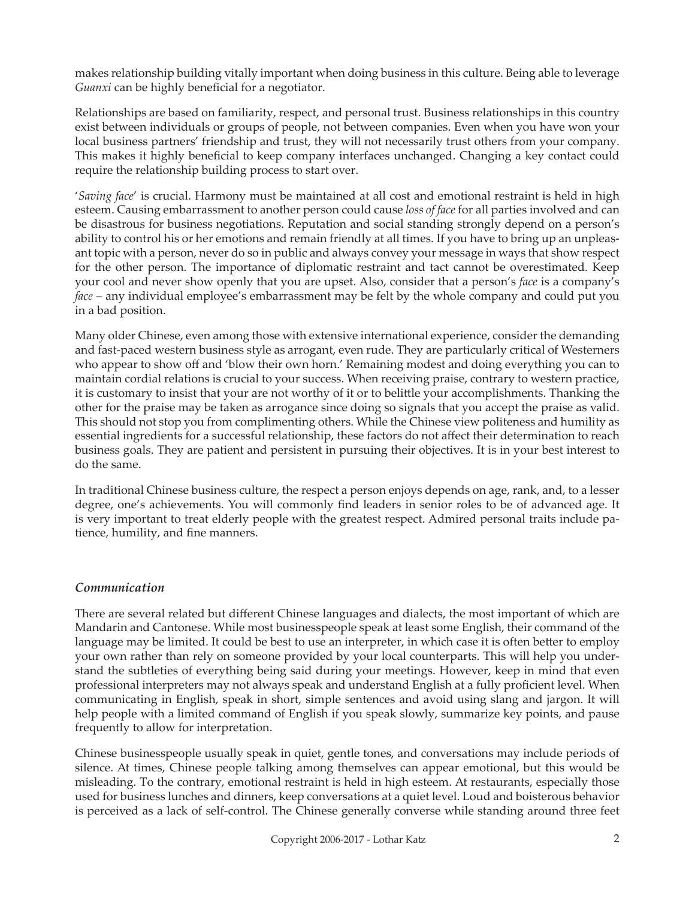makes relationship building vitally important when doing business in this culture. Being able to leverage *Guanxi* can be highly beneficial for a negotiator.

Relationships are based on familiarity, respect, and personal trust. Business relationships in this country exist between individuals or groups of people, not between companies. Even when you have won your local business partners' friendship and trust, they will not necessarily trust others from your company. This makes it highly beneficial to keep company interfaces unchanged. Changing a key contact could require the relationship building process to start over.

'*Saving face*' is crucial. Harmony must be maintained at all cost and emotional restraint is held in high esteem. Causing embarrassment to another person could cause *loss of face* for all parties involved and can be disastrous for business negotiations. Reputation and social standing strongly depend on a person's ability to control his or her emotions and remain friendly at all times. If you have to bring up an unpleasant topic with a person, never do so in public and always convey your message in ways that show respect for the other person. The importance of diplomatic restraint and tact cannot be overestimated. Keep your cool and never show openly that you are upset. Also, consider that a person's *face* is a company's *face* – any individual employee's embarrassment may be felt by the whole company and could put you in a bad position.

Many older Chinese, even among those with extensive international experience, consider the demanding and fast-paced western business style as arrogant, even rude. They are particularly critical of Westerners who appear to show off and 'blow their own horn.' Remaining modest and doing everything you can to maintain cordial relations is crucial to your success. When receiving praise, contrary to western practice, it is customary to insist that your are not worthy of it or to belittle your accomplishments. Thanking the other for the praise may be taken as arrogance since doing so signals that you accept the praise as valid. This should not stop you from complimenting others. While the Chinese view politeness and humility as essential ingredients for a successful relationship, these factors do not affect their determination to reach business goals. They are patient and persistent in pursuing their objectives. It is in your best interest to do the same.

In traditional Chinese business culture, the respect a person enjoys depends on age, rank, and, to a lesser degree, one's achievements. You will commonly find leaders in senior roles to be of advanced age. It is very important to treat elderly people with the greatest respect. Admired personal traits include patience, humility, and fine manners.

### *Communication*

There are several related but different Chinese languages and dialects, the most important of which are Mandarin and Cantonese. While most businesspeople speak at least some English, their command of the language may be limited. It could be best to use an interpreter, in which case it is often better to employ your own rather than rely on someone provided by your local counterparts. This will help you understand the subtleties of everything being said during your meetings. However, keep in mind that even professional interpreters may not always speak and understand English at a fully proficient level. When communicating in English, speak in short, simple sentences and avoid using slang and jargon. It will help people with a limited command of English if you speak slowly, summarize key points, and pause frequently to allow for interpretation.

Chinese businesspeople usually speak in quiet, gentle tones, and conversations may include periods of silence. At times, Chinese people talking among themselves can appear emotional, but this would be misleading. To the contrary, emotional restraint is held in high esteem. At restaurants, especially those used for business lunches and dinners, keep conversations at a quiet level. Loud and boisterous behavior is perceived as a lack of self-control. The Chinese generally converse while standing around three feet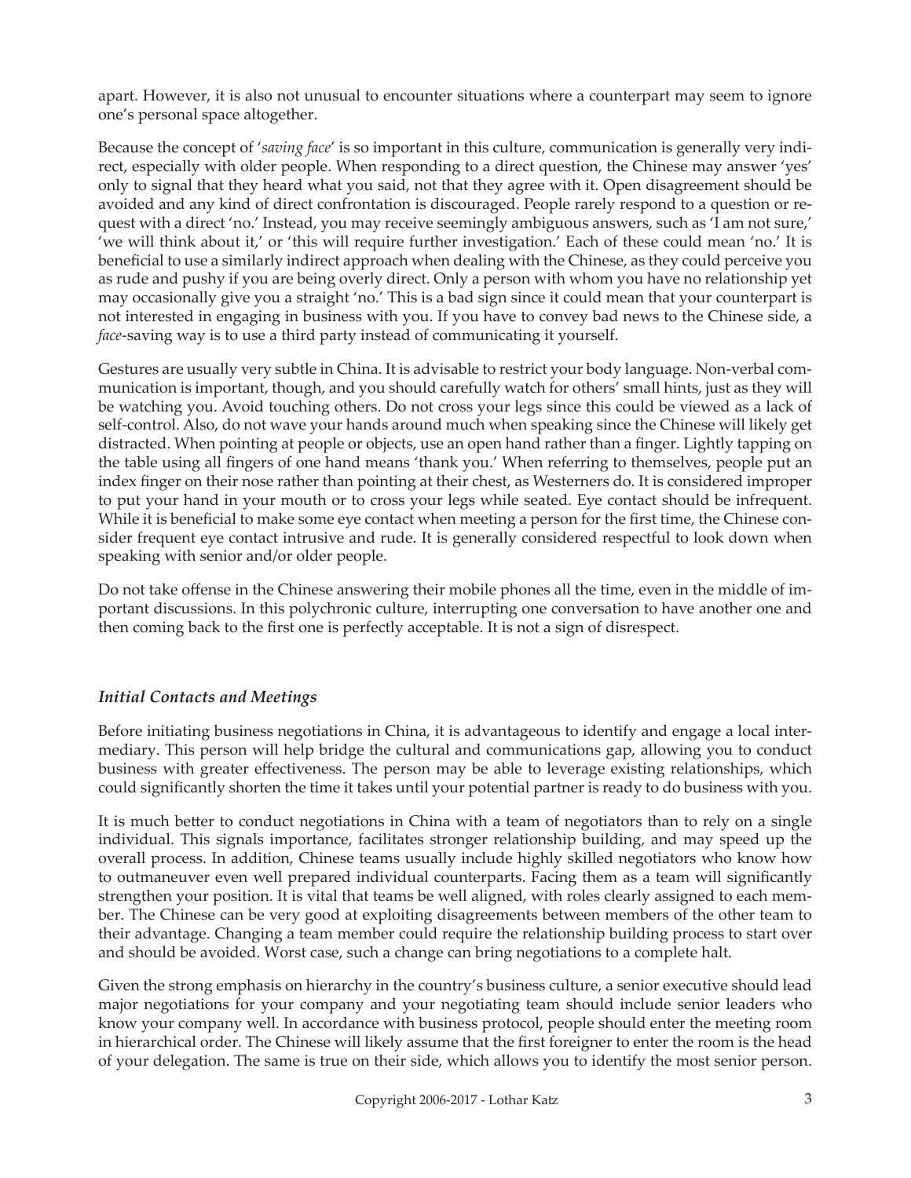apart. However, it is also not unusual to encounter situations where a counterpart may seem to ignore one's personal space altogether.

Because the concept of '*saving face*' is so important in this culture, communication is generally very indirect, especially with older people. When responding to a direct question, the Chinese may answer 'yes' only to signal that they heard what you said, not that they agree with it. Open disagreement should be avoided and any kind of direct confrontation is discouraged. People rarely respond to a question or request with a direct 'no.' Instead, you may receive seemingly ambiguous answers, such as 'I am not sure,' 'we will think about it,' or 'this will require further investigation.' Each of these could mean 'no.' It is beneficial to use a similarly indirect approach when dealing with the Chinese, as they could perceive you as rude and pushy if you are being overly direct. Only a person with whom you have no relationship yet may occasionally give you a straight 'no.' This is a bad sign since it could mean that your counterpart is not interested in engaging in business with you. If you have to convey bad news to the Chinese side, a *face*-saving way is to use a third party instead of communicating it yourself.

Gestures are usually very subtle in China. It is advisable to restrict your body language. Non-verbal communication is important, though, and you should carefully watch for others' small hints, just as they will be watching you. Avoid touching others. Do not cross your legs since this could be viewed as a lack of self-control. Also, do not wave your hands around much when speaking since the Chinese will likely get distracted. When pointing at people or objects, use an open hand rather than a finger. Lightly tapping on the table using all fingers of one hand means 'thank you.' When referring to themselves, people put an index finger on their nose rather than pointing at their chest, as Westerners do. It is considered improper to put your hand in your mouth or to cross your legs while seated. Eye contact should be infrequent. While it is beneficial to make some eye contact when meeting a person for the first time, the Chinese consider frequent eye contact intrusive and rude. It is generally considered respectful to look down when speaking with senior and/or older people.

Do not take offense in the Chinese answering their mobile phones all the time, even in the middle of important discussions. In this polychronic culture, interrupting one conversation to have another one and then coming back to the first one is perfectly acceptable. It is not a sign of disrespect.

### *Initial Contacts and Meetings*

Before initiating business negotiations in China, it is advantageous to identify and engage a local intermediary. This person will help bridge the cultural and communications gap, allowing you to conduct business with greater effectiveness. The person may be able to leverage existing relationships, which could significantly shorten the time it takes until your potential partner is ready to do business with you.

It is much better to conduct negotiations in China with a team of negotiators than to rely on a single individual. This signals importance, facilitates stronger relationship building, and may speed up the overall process. In addition, Chinese teams usually include highly skilled negotiators who know how to outmaneuver even well prepared individual counterparts. Facing them as a team will significantly strengthen your position. It is vital that teams be well aligned, with roles clearly assigned to each member. The Chinese can be very good at exploiting disagreements between members of the other team to their advantage. Changing a team member could require the relationship building process to start over and should be avoided. Worst case, such a change can bring negotiations to a complete halt.

Given the strong emphasis on hierarchy in the country's business culture, a senior executive should lead major negotiations for your company and your negotiating team should include senior leaders who know your company well. In accordance with business protocol, people should enter the meeting room in hierarchical order. The Chinese will likely assume that the first foreigner to enter the room is the head of your delegation. The same is true on their side, which allows you to identify the most senior person.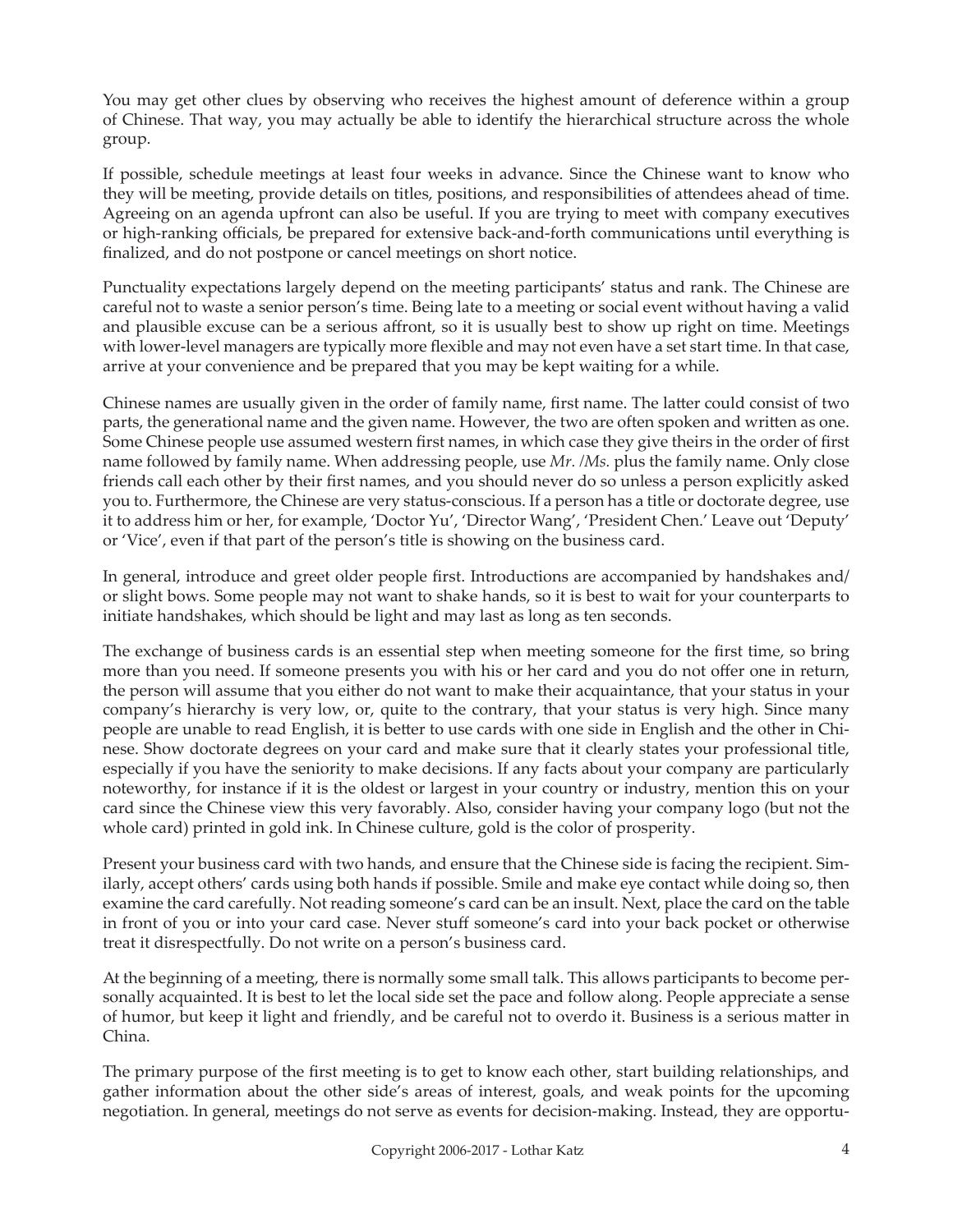You may get other clues by observing who receives the highest amount of deference within a group of Chinese. That way, you may actually be able to identify the hierarchical structure across the whole group.

If possible, schedule meetings at least four weeks in advance. Since the Chinese want to know who they will be meeting, provide details on titles, positions, and responsibilities of attendees ahead of time. Agreeing on an agenda upfront can also be useful. If you are trying to meet with company executives or high-ranking officials, be prepared for extensive back-and-forth communications until everything is finalized, and do not postpone or cancel meetings on short notice.

Punctuality expectations largely depend on the meeting participants' status and rank. The Chinese are careful not to waste a senior person's time. Being late to a meeting or social event without having a valid and plausible excuse can be a serious affront, so it is usually best to show up right on time. Meetings with lower-level managers are typically more flexible and may not even have a set start time. In that case, arrive at your convenience and be prepared that you may be kept waiting for a while.

Chinese names are usually given in the order of family name, first name. The latter could consist of two parts, the generational name and the given name. However, the two are often spoken and written as one. Some Chinese people use assumed western first names, in which case they give theirs in the order of first name followed by family name. When addressing people, use *Mr. /Ms.* plus the family name. Only close friends call each other by their first names, and you should never do so unless a person explicitly asked you to. Furthermore, the Chinese are very status-conscious. If a person has a title or doctorate degree, use it to address him or her, for example, 'Doctor Yu', 'Director Wang', 'President Chen.' Leave out 'Deputy' or 'Vice', even if that part of the person's title is showing on the business card.

In general, introduce and greet older people first. Introductions are accompanied by handshakes and/or slight bows. Some people may not want to shake hands, so it is best to wait for your counterparts to initiate handshakes, which should be light and may last as long as ten seconds.

The exchange of business cards is an essential step when meeting someone for the first time, so bring more than you need. If someone presents you with his or her card and you do not offer one in return, the person will assume that you either do not want to make their acquaintance, that your status in your company's hierarchy is very low, or, quite to the contrary, that your status is very high. Since many people are unable to read English, it is better to use cards with one side in English and the other in Chinese. Show doctorate degrees on your card and make sure that it clearly states your professional title, especially if you have the seniority to make decisions. If any facts about your company are particularly noteworthy, for instance if it is the oldest or largest in your country or industry, mention this on your card since the Chinese view this very favorably. Also, consider having your company logo (but not the whole card) printed in gold ink. In Chinese culture, gold is the color of prosperity.

Present your business card with two hands, and ensure that the Chinese side is facing the recipient. Similarly, accept others' cards using both hands if possible. Smile and make eye contact while doing so, then examine the card carefully. Not reading someone's card can be an insult. Next, place the card on the table in front of you or into your card case. Never stuff someone's card into your back pocket or otherwise treat it disrespectfully. Do not write on a person's business card.

At the beginning of a meeting, there is normally some small talk. This allows participants to become personally acquainted. It is best to let the local side set the pace and follow along. People appreciate a sense of humor, but keep it light and friendly, and be careful not to overdo it. Business is a serious matter in China.

The primary purpose of the first meeting is to get to know each other, start building relationships, and gather information about the other side's areas of interest, goals, and weak points for the upcoming negotiation. In general, meetings do not serve as events for decision-making. Instead, they are opportu-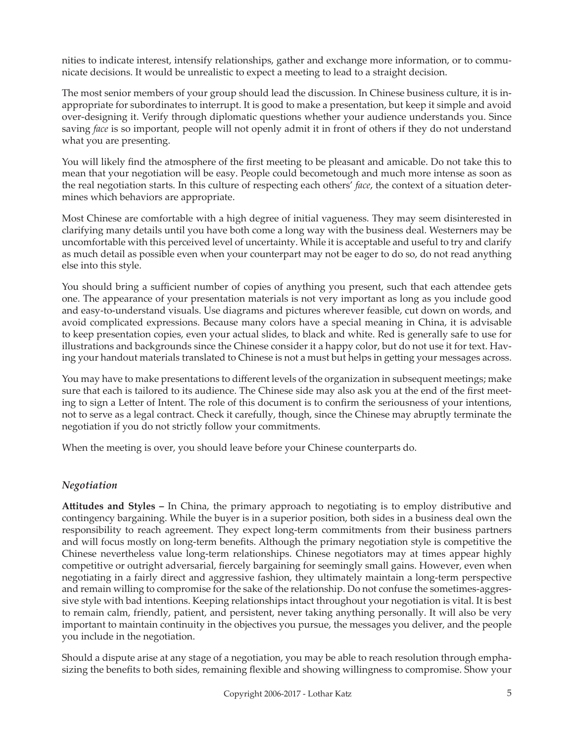nities to indicate interest, intensify relationships, gather and exchange more information, or to communicate decisions. It would be unrealistic to expect a meeting to lead to a straight decision.

The most senior members of your group should lead the discussion. In Chinese business culture, it is inappropriate for subordinates to interrupt. It is good to make a presentation, but keep it simple and avoid over-designing it. Verify through diplomatic questions whether your audience understands you. Since saving *face* is so important, people will not openly admit it in front of others if they do not understand what you are presenting.

You will likely find the atmosphere of the first meeting to be pleasant and amicable. Do not take this to mean that your negotiation will be easy. People could becometough and much more intense as soon as the real negotiation starts. In this culture of respecting each others' *face*, the context of a situation determines which behaviors are appropriate.

Most Chinese are comfortable with a high degree of initial vagueness. They may seem disinterested in clarifying many details until you have both come a long way with the business deal. Westerners may be uncomfortable with this perceived level of uncertainty. While it is acceptable and useful to try and clarify as much detail as possible even when your counterpart may not be eager to do so, do not read anything else into this style.

You should bring a sufficient number of copies of anything you present, such that each attendee gets one. The appearance of your presentation materials is not very important as long as you include good and easy-to-understand visuals. Use diagrams and pictures wherever feasible, cut down on words, and avoid complicated expressions. Because many colors have a special meaning in China, it is advisable to keep presentation copies, even your actual slides, to black and white. Red is generally safe to use for illustrations and backgrounds since the Chinese consider it a happy color, but do not use it for text. Having your handout materials translated to Chinese is not a must but helps in getting your messages across.

You may have to make presentations to different levels of the organization in subsequent meetings; make sure that each is tailored to its audience. The Chinese side may also ask you at the end of the first meeting to sign a Letter of Intent. The role of this document is to confirm the seriousness of your intentions, not to serve as a legal contract. Check it carefully, though, since the Chinese may abruptly terminate the negotiation if you do not strictly follow your commitments.

When the meeting is over, you should leave before your Chinese counterparts do.

### *Negotiation*

**Attitudes and Styles –** In China, the primary approach to negotiating is to employ distributive and contingency bargaining. While the buyer is in a superior position, both sides in a business deal own the responsibility to reach agreement. They expect long-term commitments from their business partners and will focus mostly on long-term benefits. Although the primary negotiation style is competitive the Chinese nevertheless value long-term relationships. Chinese negotiators may at times appear highly competitive or outright adversarial, fiercely bargaining for seemingly small gains. However, even when negotiating in a fairly direct and aggressive fashion, they ultimately maintain a long-term perspective and remain willing to compromise for the sake of the relationship. Do not confuse the sometimes-aggressive style with bad intentions. Keeping relationships intact throughout your negotiation is vital. It is best to remain calm, friendly, patient, and persistent, never taking anything personally. It will also be very important to maintain continuity in the objectives you pursue, the messages you deliver, and the people you include in the negotiation.

Should a dispute arise at any stage of a negotiation, you may be able to reach resolution through emphasizing the benefits to both sides, remaining flexible and showing willingness to compromise. Show your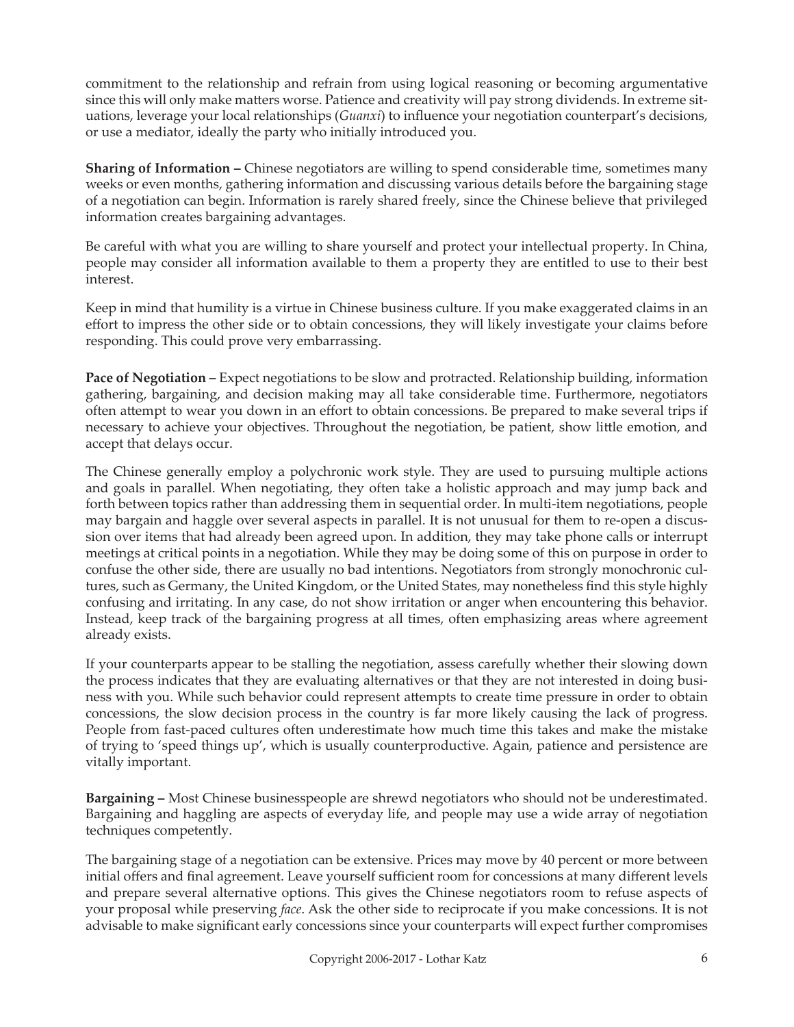commitment to the relationship and refrain from using logical reasoning or becoming argumentative since this will only make matters worse. Patience and creativity will pay strong dividends. In extreme situations, leverage your local relationships (*Guanxi*) to influence your negotiation counterpart's decisions, or use a mediator, ideally the party who initially introduced you.

**Sharing of Information –** Chinese negotiators are willing to spend considerable time, sometimes many weeks or even months, gathering information and discussing various details before the bargaining stage of a negotiation can begin. Information is rarely shared freely, since the Chinese believe that privileged information creates bargaining advantages.

Be careful with what you are willing to share yourself and protect your intellectual property. In China, people may consider all information available to them a property they are entitled to use to their best interest.

Keep in mind that humility is a virtue in Chinese business culture. If you make exaggerated claims in an effort to impress the other side or to obtain concessions, they will likely investigate your claims before responding. This could prove very embarrassing.

**Pace of Negotiation –** Expect negotiations to be slow and protracted. Relationship building, information gathering, bargaining, and decision making may all take considerable time. Furthermore, negotiators often attempt to wear you down in an effort to obtain concessions. Be prepared to make several trips if necessary to achieve your objectives. Throughout the negotiation, be patient, show little emotion, and accept that delays occur.

The Chinese generally employ a polychronic work style. They are used to pursuing multiple actions and goals in parallel. When negotiating, they often take a holistic approach and may jump back and forth between topics rather than addressing them in sequential order. In multi-item negotiations, people may bargain and haggle over several aspects in parallel. It is not unusual for them to re-open a discussion over items that had already been agreed upon. In addition, they may take phone calls or interrupt meetings at critical points in a negotiation. While they may be doing some of this on purpose in order to confuse the other side, there are usually no bad intentions. Negotiators from strongly monochronic cultures, such as Germany, the United Kingdom, or the United States, may nonetheless find this style highly confusing and irritating. In any case, do not show irritation or anger when encountering this behavior. Instead, keep track of the bargaining progress at all times, often emphasizing areas where agreement already exists.

If your counterparts appear to be stalling the negotiation, assess carefully whether their slowing down the process indicates that they are evaluating alternatives or that they are not interested in doing business with you. While such behavior could represent attempts to create time pressure in order to obtain concessions, the slow decision process in the country is far more likely causing the lack of progress. People from fast-paced cultures often underestimate how much time this takes and make the mistake of trying to 'speed things up', which is usually counterproductive. Again, patience and persistence are vitally important.

**Bargaining –** Most Chinese businesspeople are shrewd negotiators who should not be underestimated. Bargaining and haggling are aspects of everyday life, and people may use a wide array of negotiation techniques competently.

The bargaining stage of a negotiation can be extensive. Prices may move by 40 percent or more between initial offers and final agreement. Leave yourself sufficient room for concessions at many different levels and prepare several alternative options. This gives the Chinese negotiators room to refuse aspects of your proposal while preserving *face*. Ask the other side to reciprocate if you make concessions. It is not advisable to make significant early concessions since your counterparts will expect further compromises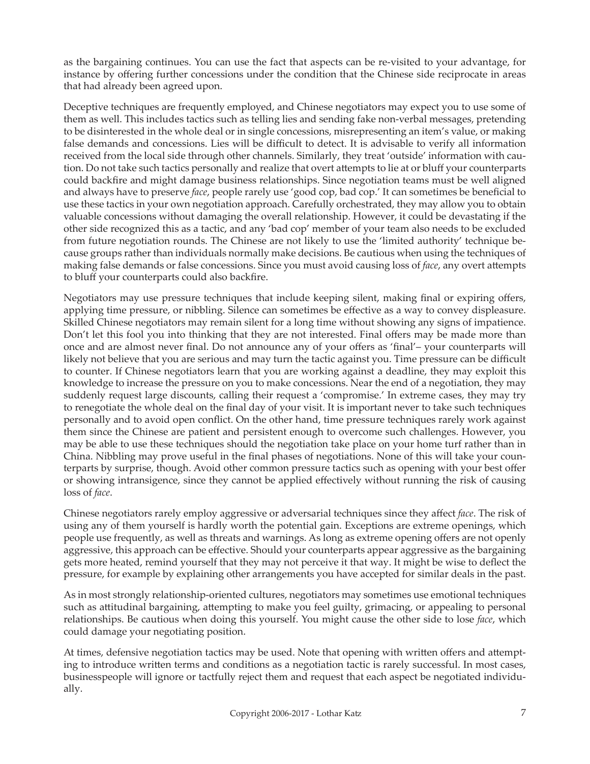as the bargaining continues. You can use the fact that aspects can be re-visited to your advantage, for instance by offering further concessions under the condition that the Chinese side reciprocate in areas that had already been agreed upon.

Deceptive techniques are frequently employed, and Chinese negotiators may expect you to use some of them as well. This includes tactics such as telling lies and sending fake non-verbal messages, pretending to be disinterested in the whole deal or in single concessions, misrepresenting an item's value, or making false demands and concessions. Lies will be difficult to detect. It is advisable to verify all information received from the local side through other channels. Similarly, they treat 'outside' information with caution. Do not take such tactics personally and realize that overt attempts to lie at or bluff your counterparts could backfire and might damage business relationships. Since negotiation teams must be well aligned and always have to preserve *face*, people rarely use 'good cop, bad cop.' It can sometimes be beneficial to use these tactics in your own negotiation approach. Carefully orchestrated, they may allow you to obtain valuable concessions without damaging the overall relationship. However, it could be devastating if the other side recognized this as a tactic, and any 'bad cop' member of your team also needs to be excluded from future negotiation rounds. The Chinese are not likely to use the 'limited authority' technique because groups rather than individuals normally make decisions. Be cautious when using the techniques of making false demands or false concessions. Since you must avoid causing loss of *face*, any overt attempts to bluff your counterparts could also backfire.

Negotiators may use pressure techniques that include keeping silent, making final or expiring offers, applying time pressure, or nibbling. Silence can sometimes be effective as a way to convey displeasure. Skilled Chinese negotiators may remain silent for a long time without showing any signs of impatience. Don't let this fool you into thinking that they are not interested. Final offers may be made more than once and are almost never final. Do not announce any of your offers as 'final'– your counterparts will likely not believe that you are serious and may turn the tactic against you. Time pressure can be difficult to counter. If Chinese negotiators learn that you are working against a deadline, they may exploit this knowledge to increase the pressure on you to make concessions. Near the end of a negotiation, they may suddenly request large discounts, calling their request a 'compromise.' In extreme cases, they may try to renegotiate the whole deal on the final day of your visit. It is important never to take such techniques personally and to avoid open conflict. On the other hand, time pressure techniques rarely work against them since the Chinese are patient and persistent enough to overcome such challenges. However, you may be able to use these techniques should the negotiation take place on your home turf rather than in China. Nibbling may prove useful in the final phases of negotiations. None of this will take your counterparts by surprise, though. Avoid other common pressure tactics such as opening with your best offer or showing intransigence, since they cannot be applied effectively without running the risk of causing loss of *face*.

Chinese negotiators rarely employ aggressive or adversarial techniques since they affect *face*. The risk of using any of them yourself is hardly worth the potential gain. Exceptions are extreme openings, which people use frequently, as well as threats and warnings. As long as extreme opening offers are not openly aggressive, this approach can be effective. Should your counterparts appear aggressive as the bargaining gets more heated, remind yourself that they may not perceive it that way. It might be wise to deflect the pressure, for example by explaining other arrangements you have accepted for similar deals in the past.

As in most strongly relationship-oriented cultures, negotiators may sometimes use emotional techniques such as attitudinal bargaining, attempting to make you feel guilty, grimacing, or appealing to personal relationships. Be cautious when doing this yourself. You might cause the other side to lose *face*, which could damage your negotiating position.

At times, defensive negotiation tactics may be used. Note that opening with written offers and attempting to introduce written terms and conditions as a negotiation tactic is rarely successful. In most cases, businesspeople will ignore or tactfully reject them and request that each aspect be negotiated individually.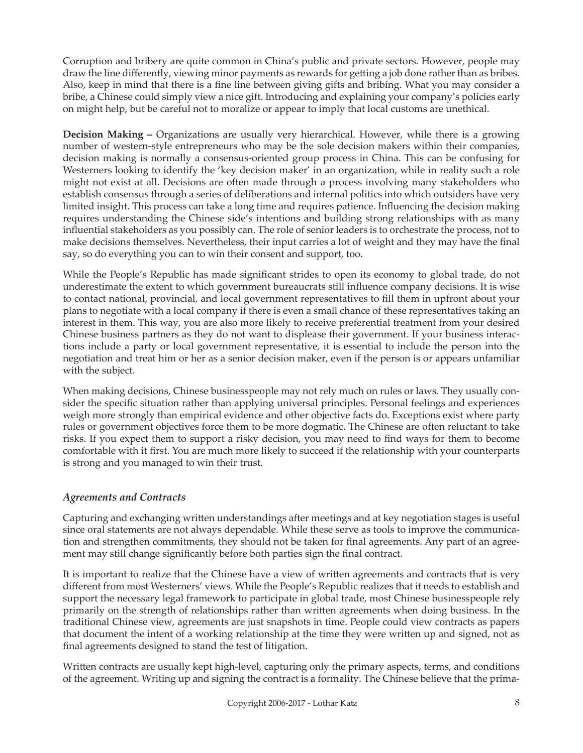Corruption and bribery are quite common in China's public and private sectors. However, people may draw the line differently, viewing minor payments as rewards for getting a job done rather than as bribes. Also, keep in mind that there is a fine line between giving gifts and bribing. What you may consider a bribe, a Chinese could simply view a nice gift. Introducing and explaining your company's policies early on might help, but be careful not to moralize or appear to imply that local customs are unethical.

**Decision Making –** Organizations are usually very hierarchical. However, while there is a growing number of western-style entrepreneurs who may be the sole decision makers within their companies, decision making is normally a consensus-oriented group process in China. This can be confusing for Westerners looking to identify the 'key decision maker' in an organization, while in reality such a role might not exist at all. Decisions are often made through a process involving many stakeholders who establish consensus through a series of deliberations and internal politics into which outsiders have very limited insight. This process can take a long time and requires patience. Influencing the decision making requires understanding the Chinese side's intentions and building strong relationships with as many influential stakeholders as you possibly can. The role of senior leaders is to orchestrate the process, not to make decisions themselves. Nevertheless, their input carries a lot of weight and they may have the final say, so do everything you can to win their consent and support, too.

While the People's Republic has made significant strides to open its economy to global trade, do not underestimate the extent to which government bureaucrats still influence company decisions. It is wise to contact national, provincial, and local government representatives to fill them in upfront about your plans to negotiate with a local company if there is even a small chance of these representatives taking an interest in them. This way, you are also more likely to receive preferential treatment from your desired Chinese business partners as they do not want to displease their government. If your business interactions include a party or local government representative, it is essential to include the person into the negotiation and treat him or her as a senior decision maker, even if the person is or appears unfamiliar with the subject.

When making decisions, Chinese businesspeople may not rely much on rules or laws. They usually consider the specific situation rather than applying universal principles. Personal feelings and experiences weigh more strongly than empirical evidence and other objective facts do. Exceptions exist where party rules or government objectives force them to be more dogmatic. The Chinese are often reluctant to take risks. If you expect them to support a risky decision, you may need to find ways for them to become comfortable with it first. You are much more likely to succeed if the relationship with your counterparts is strong and you managed to win their trust.

### *Agreements and Contracts*

Capturing and exchanging written understandings after meetings and at key negotiation stages is useful since oral statements are not always dependable. While these serve as tools to improve the communication and strengthen commitments, they should not be taken for final agreements. Any part of an agreement may still change significantly before both parties sign the final contract.

It is important to realize that the Chinese have a view of written agreements and contracts that is very different from most Westerners' views. While the People's Republic realizes that it needs to establish and support the necessary legal framework to participate in global trade, most Chinese businesspeople rely primarily on the strength of relationships rather than written agreements when doing business. In the traditional Chinese view, agreements are just snapshots in time. People could view contracts as papers that document the intent of a working relationship at the time they were written up and signed, not as final agreements designed to stand the test of litigation.

Written contracts are usually kept high-level, capturing only the primary aspects, terms, and conditions of the agreement. Writing up and signing the contract is a formality. The Chinese believe that the prima-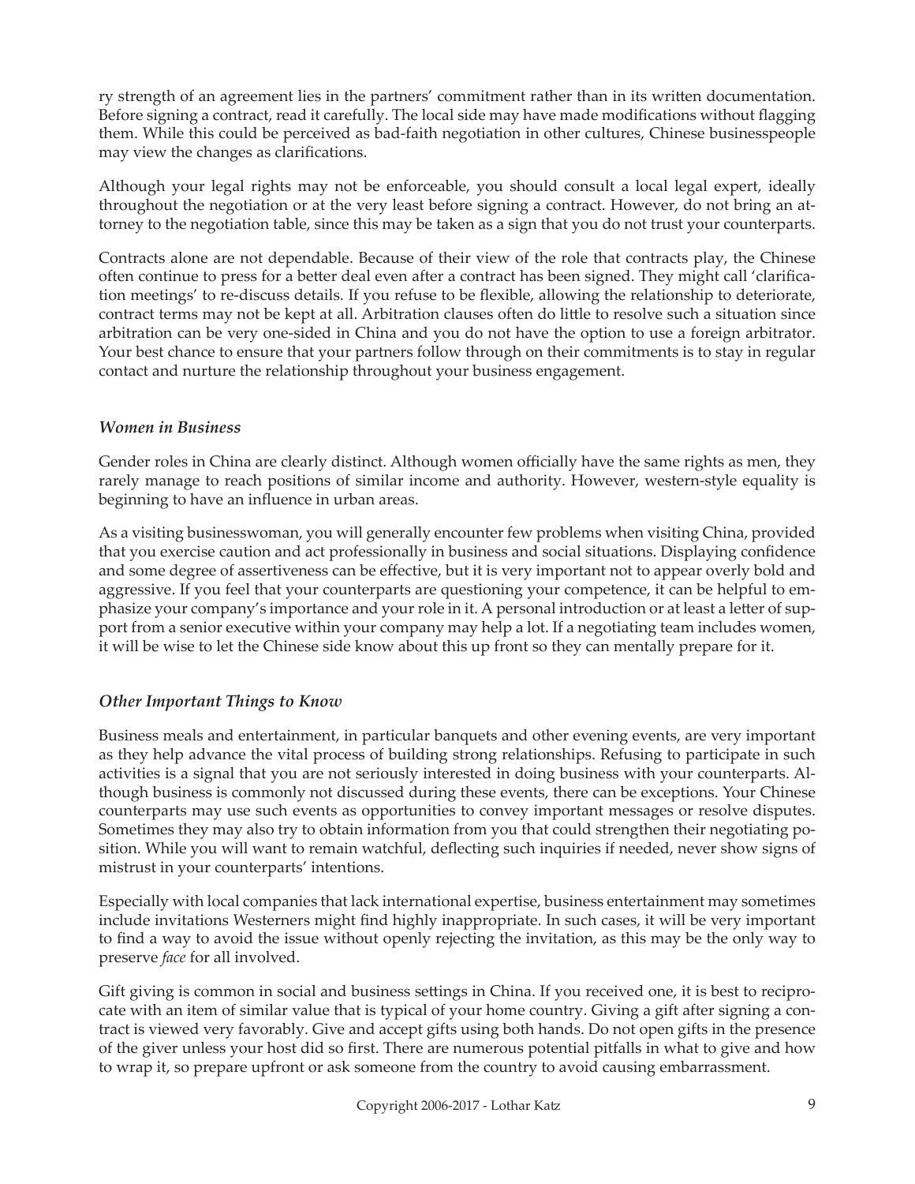ry strength of an agreement lies in the partners' commitment rather than in its written documentation. Before signing a contract, read it carefully. The local side may have made modifications without flagging them. While this could be perceived as bad-faith negotiation in other cultures, Chinese businesspeople may view the changes as clarifications.

Although your legal rights may not be enforceable, you should consult a local legal expert, ideally throughout the negotiation or at the very least before signing a contract. However, do not bring an attorney to the negotiation table, since this may be taken as a sign that you do not trust your counterparts.

Contracts alone are not dependable. Because of their view of the role that contracts play, the Chinese often continue to press for a better deal even after a contract has been signed. They might call 'clarification meetings' to re-discuss details. If you refuse to be flexible, allowing the relationship to deteriorate, contract terms may not be kept at all. Arbitration clauses often do little to resolve such a situation since arbitration can be very one-sided in China and you do not have the option to use a foreign arbitrator. Your best chance to ensure that your partners follow through on their commitments is to stay in regular contact and nurture the relationship throughout your business engagement.

### *Women in Business*

Gender roles in China are clearly distinct. Although women officially have the same rights as men, they rarely manage to reach positions of similar income and authority. However, western-style equality is beginning to have an influence in urban areas.

As a visiting businesswoman, you will generally encounter few problems when visiting China, provided that you exercise caution and act professionally in business and social situations. Displaying confidence and some degree of assertiveness can be effective, but it is very important not to appear overly bold and aggressive. If you feel that your counterparts are questioning your competence, it can be helpful to emphasize your company's importance and your role in it. A personal introduction or at least a letter of support from a senior executive within your company may help a lot. If a negotiating team includes women, it will be wise to let the Chinese side know about this up front so they can mentally prepare for it.

### *Other Important Things to Know*

Business meals and entertainment, in particular banquets and other evening events, are very important as they help advance the vital process of building strong relationships. Refusing to participate in such activities is a signal that you are not seriously interested in doing business with your counterparts. Although business is commonly not discussed during these events, there can be exceptions. Your Chinese counterparts may use such events as opportunities to convey important messages or resolve disputes. Sometimes they may also try to obtain information from you that could strengthen their negotiating position. While you will want to remain watchful, deflecting such inquiries if needed, never show signs of mistrust in your counterparts' intentions.

Especially with local companies that lack international expertise, business entertainment may sometimes include invitations Westerners might find highly inappropriate. In such cases, it will be very important to find a way to avoid the issue without openly rejecting the invitation, as this may be the only way to preserve *face* for all involved.

Gift giving is common in social and business settings in China. If you received one, it is best to reciprocate with an item of similar value that is typical of your home country. Giving a gift after signing a contract is viewed very favorably. Give and accept gifts using both hands. Do not open gifts in the presence of the giver unless your host did so first. There are numerous potential pitfalls in what to give and how to wrap it, so prepare upfront or ask someone from the country to avoid causing embarrassment.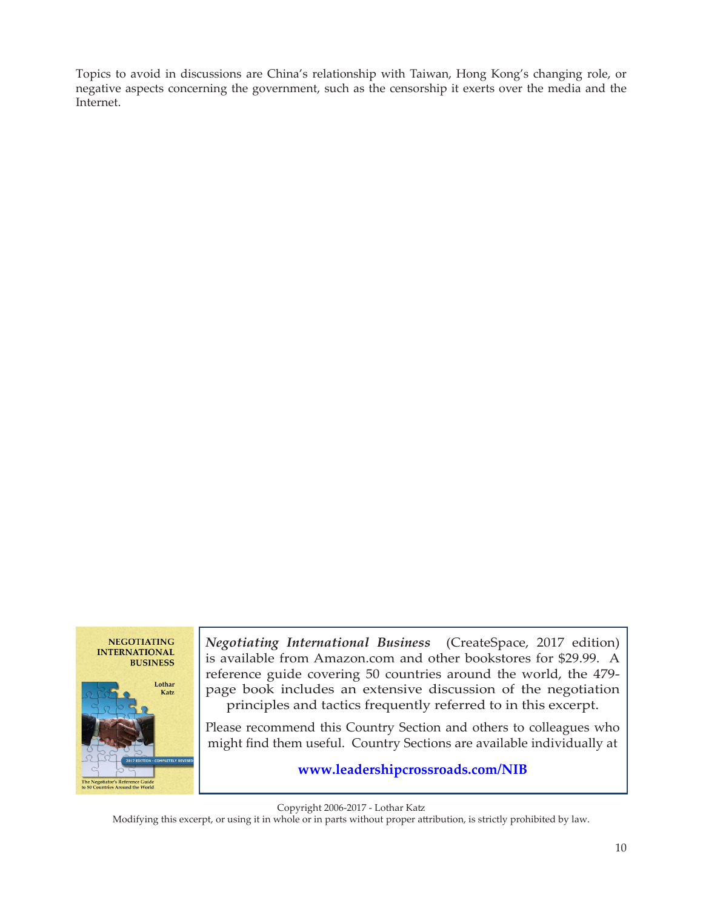Topics to avoid in discussions are China's relationship with Taiwan, Hong Kong's changing role, or negative aspects concerning the government, such as the censorship it exerts over the media and the Internet.

*Negotiating International Business* (CreateSpace, 2017 edition) is available from Amazon.com and other bookstores for $29.99. A reference guide covering 50 countries around the world, the 479-page book includes an extensive discussion of the negotiation principles and tactics frequently referred to in this excerpt.

Please recommend this Country Section and others to colleagues who might find them useful. Country Sections are available individually at

**www.leadershipcrossroads.com/NIB**

Copyright 2006-2017 - Lothar Katz
Modifying this excerpt, or using it in whole or in parts without proper attribution, is strictly prohibited by law.